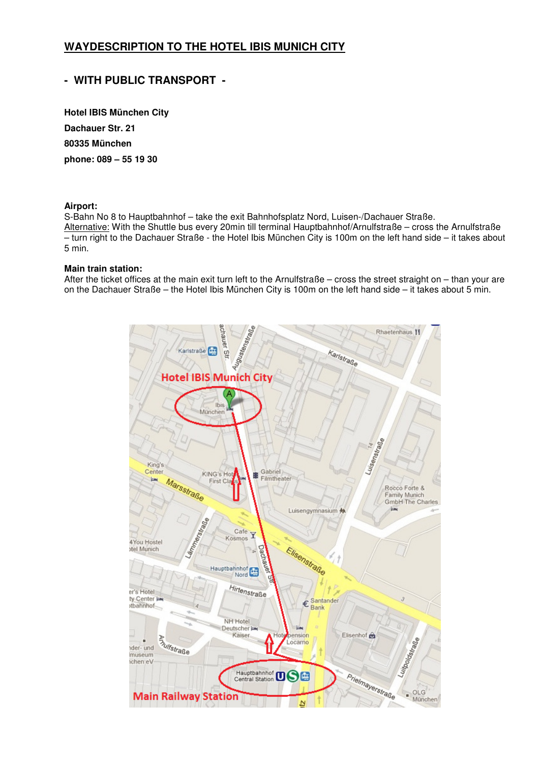# WAYDESCRIPTION TO THE HOTEL IBIS MUNICH CITY

## - WITH PUBLIC TRANSPORT -

**Hotel IBIS München City**
**Dachauer Str. 21**
**80335 München**
**phone: 089 – 55 19 30**

**Airport:**
S-Bahn No 8 to Hauptbahnhof – take the exit Bahnhofsplatz Nord, Luisen-/Dachauer Straße.
Alternative: With the Shuttle bus every 20min till terminal Hauptbahnhof/Arnulfstraße – cross the Arnulfstraße – turn right to the Dachauer Straße - the Hotel Ibis München City is 100m on the left hand side – it takes about 5 min.

**Main train station:**
After the ticket offices at the main exit turn left to the Arnulfstraße – cross the street straight on – than your are on the Dachauer Straße – the Hotel Ibis München City is 100m on the left hand side – it takes about 5 min.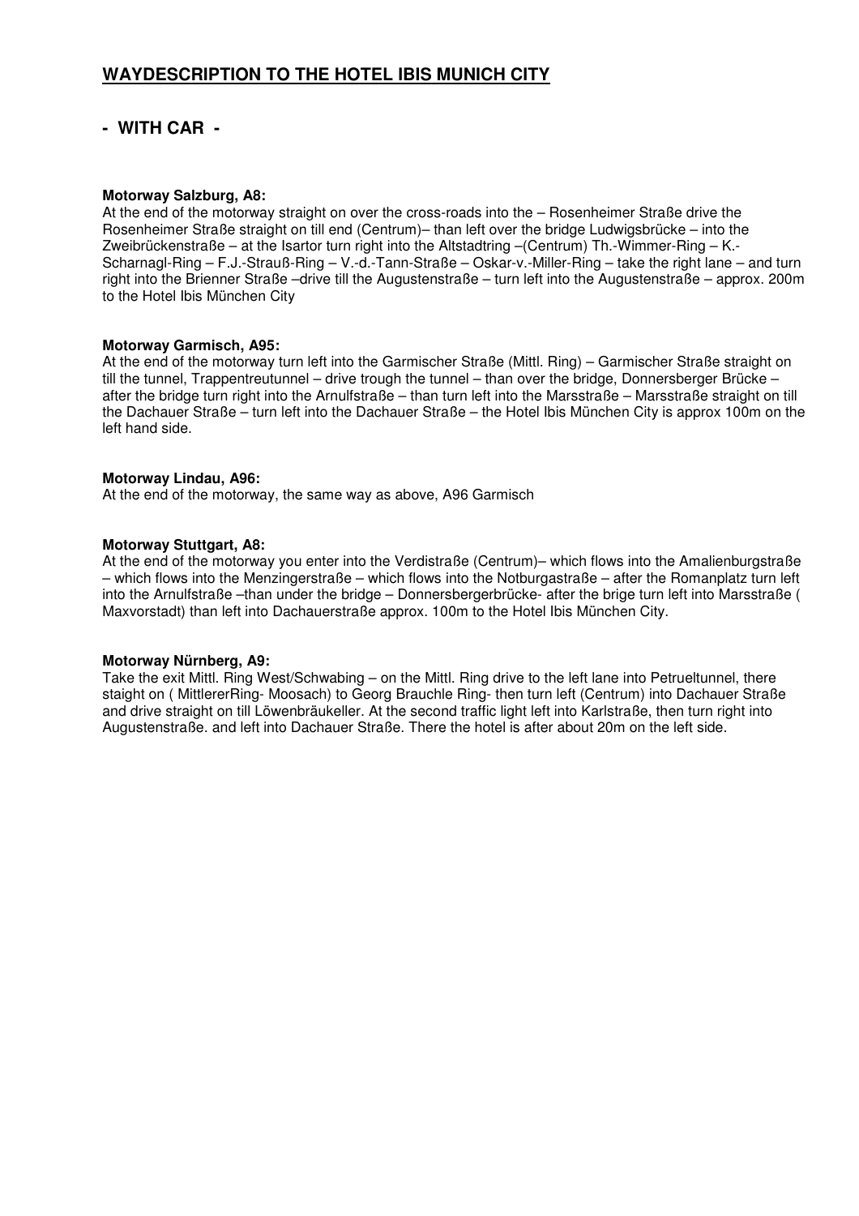## WAYDESCRIPTION TO THE HOTEL IBIS MUNICH CITY

## - WITH CAR -

**Motorway Salzburg, A8:**
At the end of the motorway straight on over the cross-roads into the – Rosenheimer Straße drive the Rosenheimer Straße straight on till end (Centrum)– than left over the bridge Ludwigsbrücke – into the Zweibrückenstraße – at the Isartor turn right into the Altstadtring –(Centrum) Th.-Wimmer-Ring – K.-Scharnagl-Ring – F.J.-Strauß-Ring – V.-d.-Tann-Straße – Oskar-v.-Miller-Ring – take the right lane – and turn right into the Brienner Straße –drive till the Augustenstraße – turn left into the Augustenstraße – approx. 200m to the Hotel Ibis München City

**Motorway Garmisch, A95:**
At the end of the motorway turn left into the Garmischer Straße (Mittl. Ring) – Garmischer Straße straight on till the tunnel, Trappentreutunnel – drive trough the tunnel – than over the bridge, Donnersberger Brücke – after the bridge turn right into the Arnulfstraße – than turn left into the Marsstraße – Marsstraße straight on till the Dachauer Straße – turn left into the Dachauer Straße – the Hotel Ibis München City is approx 100m on the left hand side.

**Motorway Lindau, A96:**
At the end of the motorway, the same way as above, A96 Garmisch

**Motorway Stuttgart, A8:**
At the end of the motorway you enter into the Verdistraße (Centrum)– which flows into the Amalienburgstraße – which flows into the Menzingerstraße – which flows into the Notburgastraße – after the Romanplatz turn left into the Arnulfstraße –than under the bridge – Donnersbergerbrücke- after the brige turn left into Marsstraße ( Maxvorstadt) than left into Dachauerstraße approx. 100m to the Hotel Ibis München City.

**Motorway Nürnberg, A9:**
Take the exit Mittl. Ring West/Schwabing – on the Mittl. Ring drive to the left lane into Petrueltunnel, there staight on ( MittlererRing- Moosach) to Georg Brauchle Ring- then turn left (Centrum) into Dachauer Straße and drive straight on till Löwenbräukeller. At the second traffic light left into Karlstraße, then turn right into Augustenstraße. and left into Dachauer Straße. There the hotel is after about 20m on the left side.